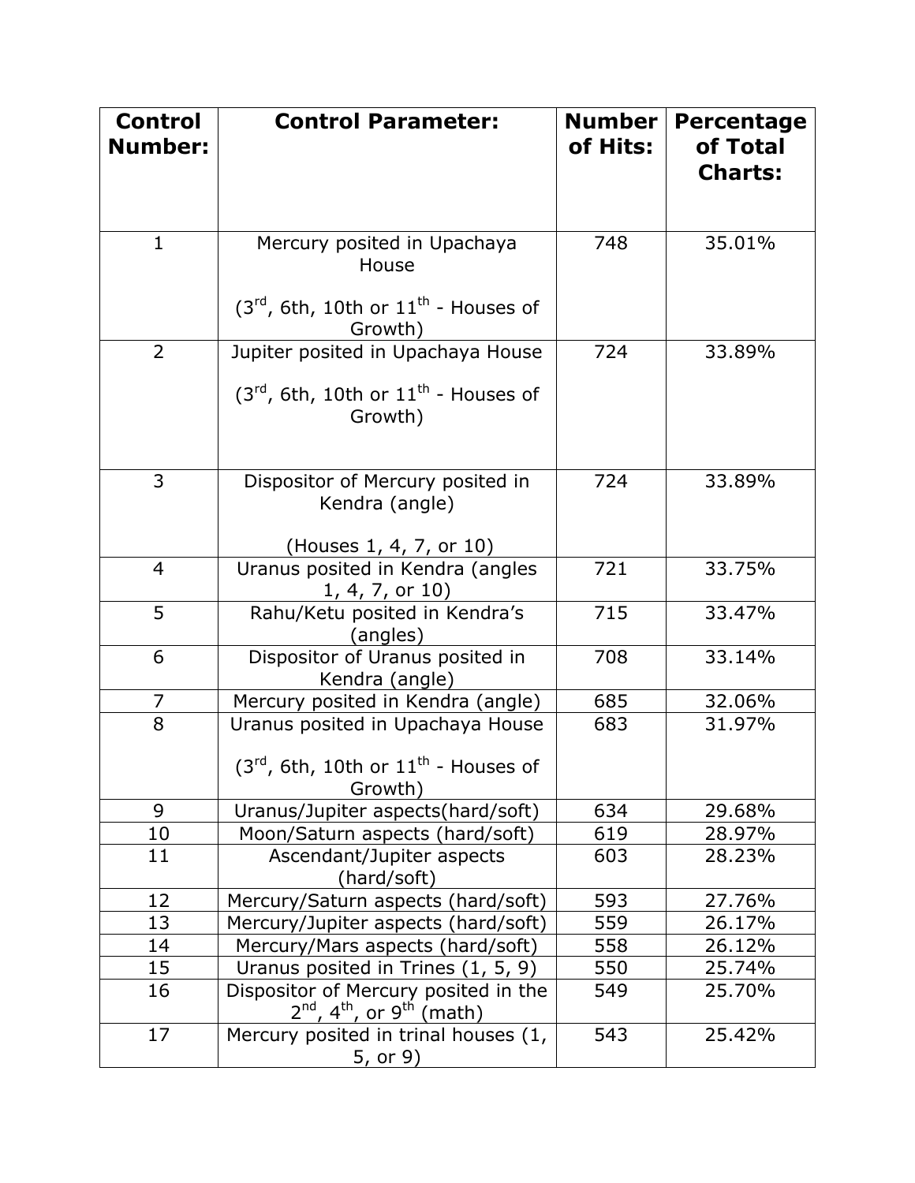| Control Number: | Control Parameter: | Number of Hits: | Percentage of Total Charts: |
|---|---|---|---|
| 1 | Mercury posited in Upachaya House<br><br>(3rd, 6th, 10th or 11th - Houses of Growth) | 748 | 35.01% |
| 2 | Jupiter posited in Upachaya House<br><br>(3rd, 6th, 10th or 11th - Houses of Growth) | 724 | 33.89% |
| 3 | Dispositor of Mercury posited in Kendra (angle)<br><br>(Houses 1, 4, 7, or 10) | 724 | 33.89% |
| 4 | Uranus posited in Kendra (angles 1, 4, 7, or 10) | 721 | 33.75% |
| 5 | Rahu/Ketu posited in Kendra's (angles) | 715 | 33.47% |
| 6 | Dispositor of Uranus posited in Kendra (angle) | 708 | 33.14% |
| 7 | Mercury posited in Kendra (angle) | 685 | 32.06% |
| 8 | Uranus posited in Upachaya House<br><br>(3rd, 6th, 10th or 11th - Houses of Growth) | 683 | 31.97% |
| 9 | Uranus/Jupiter aspects(hard/soft) | 634 | 29.68% |
| 10 | Moon/Saturn aspects (hard/soft) | 619 | 28.97% |
| 11 | Ascendant/Jupiter aspects (hard/soft) | 603 | 28.23% |
| 12 | Mercury/Saturn aspects (hard/soft) | 593 | 27.76% |
| 13 | Mercury/Jupiter aspects (hard/soft) | 559 | 26.17% |
| 14 | Mercury/Mars aspects (hard/soft) | 558 | 26.12% |
| 15 | Uranus posited in Trines (1, 5, 9) | 550 | 25.74% |
| 16 | Dispositor of Mercury posited in the 2nd, 4th, or 9th (math) | 549 | 25.70% |
| 17 | Mercury posited in trinal houses (1, 5, or 9) | 543 | 25.42% |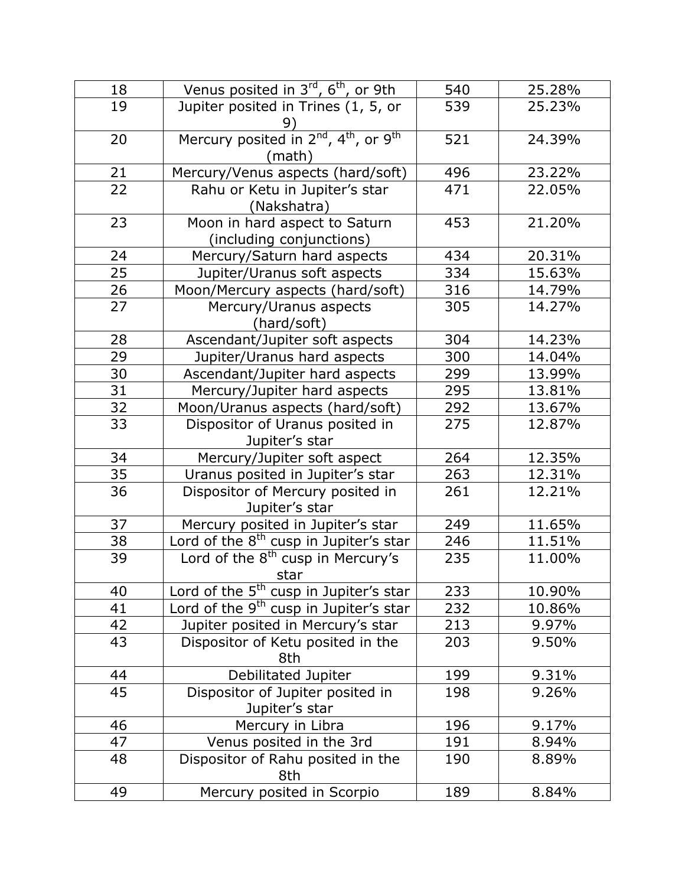| 18 | Venus posited in 3rd, 6th, or 9th | 540 | 25.28% |
|---|---|---|---|
| 19 | Jupiter posited in Trines (1, 5, or 9) | 539 | 25.23% |
| 20 | Mercury posited in 2nd, 4th, or 9th (math) | 521 | 24.39% |
| 21 | Mercury/Venus aspects (hard/soft) | 496 | 23.22% |
| 22 | Rahu or Ketu in Jupiter's star (Nakshatra) | 471 | 22.05% |
| 23 | Moon in hard aspect to Saturn (including conjunctions) | 453 | 21.20% |
| 24 | Mercury/Saturn hard aspects | 434 | 20.31% |
| 25 | Jupiter/Uranus soft aspects | 334 | 15.63% |
| 26 | Moon/Mercury aspects (hard/soft) | 316 | 14.79% |
| 27 | Mercury/Uranus aspects (hard/soft) | 305 | 14.27% |
| 28 | Ascendant/Jupiter soft aspects | 304 | 14.23% |
| 29 | Jupiter/Uranus hard aspects | 300 | 14.04% |
| 30 | Ascendant/Jupiter hard aspects | 299 | 13.99% |
| 31 | Mercury/Jupiter hard aspects | 295 | 13.81% |
| 32 | Moon/Uranus aspects (hard/soft) | 292 | 13.67% |
| 33 | Dispositor of Uranus posited in Jupiter's star | 275 | 12.87% |
| 34 | Mercury/Jupiter soft aspect | 264 | 12.35% |
| 35 | Uranus posited in Jupiter's star | 263 | 12.31% |
| 36 | Dispositor of Mercury posited in Jupiter's star | 261 | 12.21% |
| 37 | Mercury posited in Jupiter's star | 249 | 11.65% |
| 38 | Lord of the 8th cusp in Jupiter's star | 246 | 11.51% |
| 39 | Lord of the 8th cusp in Mercury's star | 235 | 11.00% |
| 40 | Lord of the 5th cusp in Jupiter's star | 233 | 10.90% |
| 41 | Lord of the 9th cusp in Jupiter's star | 232 | 10.86% |
| 42 | Jupiter posited in Mercury's star | 213 | 9.97% |
| 43 | Dispositor of Ketu posited in the 8th | 203 | 9.50% |
| 44 | Debilitated Jupiter | 199 | 9.31% |
| 45 | Dispositor of Jupiter posited in Jupiter's star | 198 | 9.26% |
| 46 | Mercury in Libra | 196 | 9.17% |
| 47 | Venus posited in the 3rd | 191 | 8.94% |
| 48 | Dispositor of Rahu posited in the 8th | 190 | 8.89% |
| 49 | Mercury posited in Scorpio | 189 | 8.84% |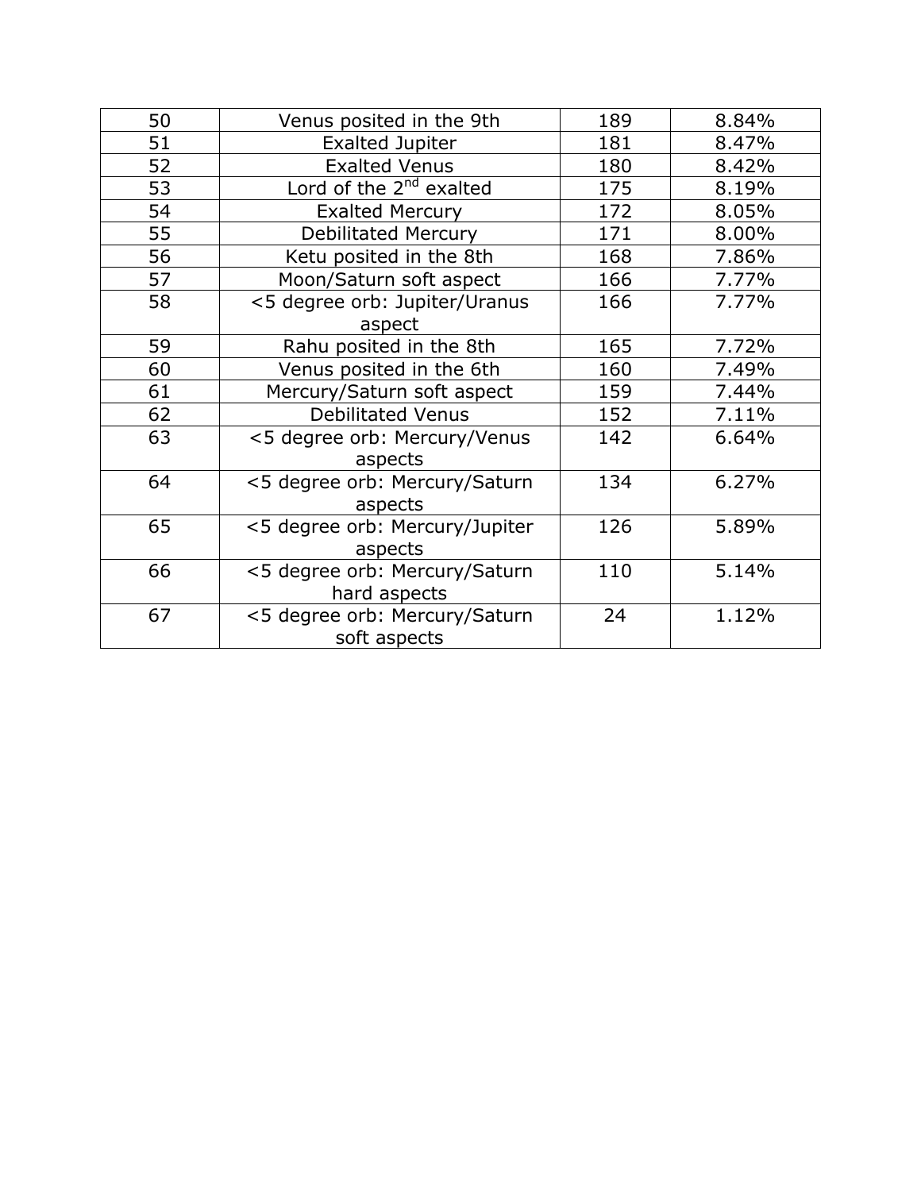| | | | |
|---|---|---|---|
| 50 | Venus posited in the 9th | 189 | 8.84% |
| 51 | Exalted Jupiter | 181 | 8.47% |
| 52 | Exalted Venus | 180 | 8.42% |
| 53 | Lord of the 2nd exalted | 175 | 8.19% |
| 54 | Exalted Mercury | 172 | 8.05% |
| 55 | Debilitated Mercury | 171 | 8.00% |
| 56 | Ketu posited in the 8th | 168 | 7.86% |
| 57 | Moon/Saturn soft aspect | 166 | 7.77% |
| 58 | <5 degree orb: Jupiter/Uranus aspect | 166 | 7.77% |
| 59 | Rahu posited in the 8th | 165 | 7.72% |
| 60 | Venus posited in the 6th | 160 | 7.49% |
| 61 | Mercury/Saturn soft aspect | 159 | 7.44% |
| 62 | Debilitated Venus | 152 | 7.11% |
| 63 | <5 degree orb: Mercury/Venus aspects | 142 | 6.64% |
| 64 | <5 degree orb: Mercury/Saturn aspects | 134 | 6.27% |
| 65 | <5 degree orb: Mercury/Jupiter aspects | 126 | 5.89% |
| 66 | <5 degree orb: Mercury/Saturn hard aspects | 110 | 5.14% |
| 67 | <5 degree orb: Mercury/Saturn soft aspects | 24 | 1.12% |